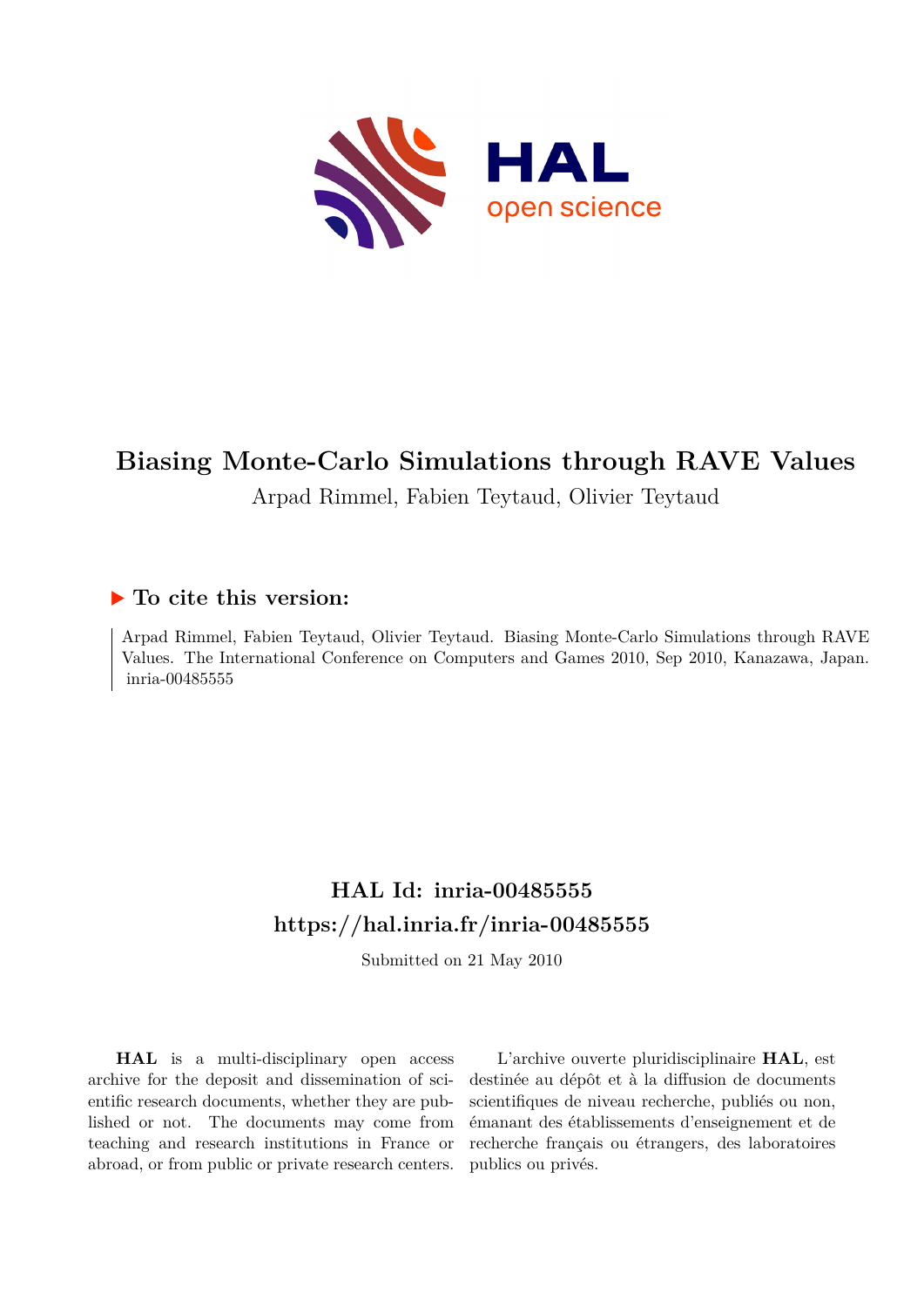# Biasing Monte-Carlo Simulations through RAVE Values

Arpad Rimmel, Fabien Teytaud, Olivier Teytaud

## ▶ To cite this version:

Arpad Rimmel, Fabien Teytaud, Olivier Teytaud. Biasing Monte-Carlo Simulations through RAVE Values. The International Conference on Computers and Games 2010, Sep 2010, Kanazawa, Japan. inria-00485555

## HAL Id: inria-00485555

## https://hal.inria.fr/inria-00485555

Submitted on 21 May 2010

**HAL** is a multi-disciplinary open access archive for the deposit and dissemination of scientific research documents, whether they are published or not. The documents may come from teaching and research institutions in France or abroad, or from public or private research centers.

L'archive ouverte pluridisciplinaire **HAL**, est destinée au dépôt et à la diffusion de documents scientifiques de niveau recherche, publiés ou non, émanant des établissements d'enseignement et de recherche français ou étrangers, des laboratoires publics ou privés.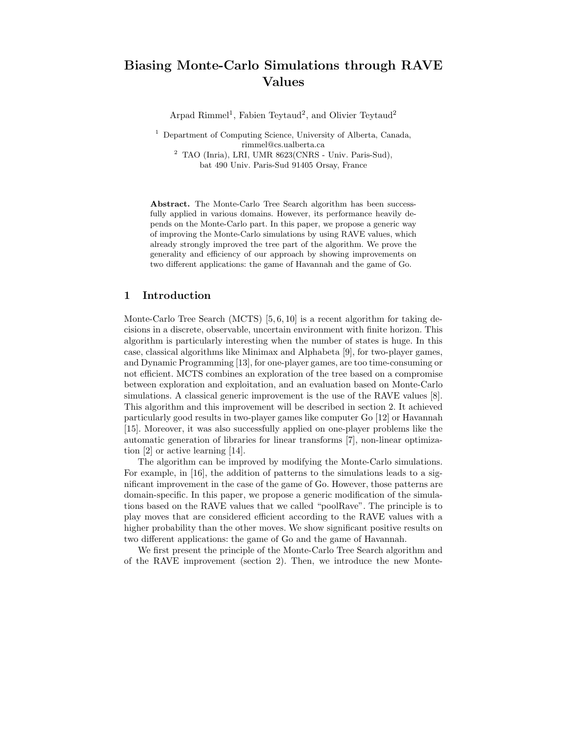# Biasing Monte-Carlo Simulations through RAVE Values

Arpad Rimmel[1], Fabien Teytaud[2], and Olivier Teytaud[2]

[1] Department of Computing Science, University of Alberta, Canada, rimmel@cs.ualberta.ca

[2] TAO (Inria), LRI, UMR 8623(CNRS - Univ. Paris-Sud), bat 490 Univ. Paris-Sud 91405 Orsay, France

**Abstract.** The Monte-Carlo Tree Search algorithm has been successfully applied in various domains. However, its performance heavily depends on the Monte-Carlo part. In this paper, we propose a generic way of improving the Monte-Carlo simulations by using RAVE values, which already strongly improved the tree part of the algorithm. We prove the generality and efficiency of our approach by showing improvements on two different applications: the game of Havannah and the game of Go.

## 1 Introduction

Monte-Carlo Tree Search (MCTS) [5, 6, 10] is a recent algorithm for taking decisions in a discrete, observable, uncertain environment with finite horizon. This algorithm is particularly interesting when the number of states is huge. In this case, classical algorithms like Minimax and Alphabeta [9], for two-player games, and Dynamic Programming [13], for one-player games, are too time-consuming or not efficient. MCTS combines an exploration of the tree based on a compromise between exploration and exploitation, and an evaluation based on Monte-Carlo simulations. A classical generic improvement is the use of the RAVE values [8]. This algorithm and this improvement will be described in section 2. It achieved particularly good results in two-player games like computer Go [12] or Havannah [15]. Moreover, it was also successfully applied on one-player problems like the automatic generation of libraries for linear transforms [7], non-linear optimization [2] or active learning [14].

The algorithm can be improved by modifying the Monte-Carlo simulations. For example, in [16], the addition of patterns to the simulations leads to a significant improvement in the case of the game of Go. However, those patterns are domain-specific. In this paper, we propose a generic modification of the simulations based on the RAVE values that we called "poolRave". The principle is to play moves that are considered efficient according to the RAVE values with a higher probability than the other moves. We show significant positive results on two different applications: the game of Go and the game of Havannah.

We first present the principle of the Monte-Carlo Tree Search algorithm and of the RAVE improvement (section 2). Then, we introduce the new Monte-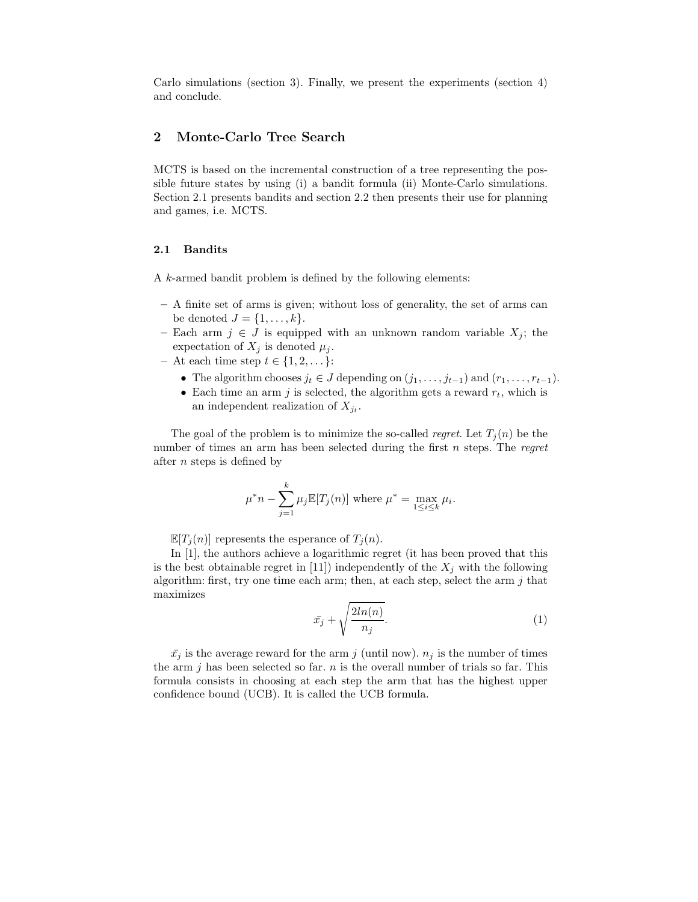Carlo simulations (section 3). Finally, we present the experiments (section 4) and conclude.

## 2 Monte-Carlo Tree Search

MCTS is based on the incremental construction of a tree representing the possible future states by using (i) a bandit formula (ii) Monte-Carlo simulations. Section 2.1 presents bandits and section 2.2 then presents their use for planning and games, i.e. MCTS.

### 2.1 Bandits

A $k$-armed bandit problem is defined by the following elements:

- A finite set of arms is given; without loss of generality, the set of arms can be denoted $J = \{1, \ldots, k\}$.
- Each arm $j \in J$ is equipped with an unknown random variable $X_j$; the expectation of $X_j$ is denoted $\mu_j$.
- At each time step $t \in \{1, 2, \ldots\}$:
  - The algorithm chooses $j_t \in J$ depending on $(j_1, \ldots, j_{t-1})$ and $(r_1, \ldots, r_{t-1})$.
  - Each time an arm $j$ is selected, the algorithm gets a reward $r_t$, which is an independent realization of $X_{j_t}$.

The goal of the problem is to minimize the so-called *regret*. Let $T_j(n)$ be the number of times an arm has been selected during the first $n$ steps. The *regret* after $n$ steps is defined by

$$\mu^* n - \sum_{j=1}^{k} \mu_j \mathbb{E}[T_j(n)] \text{ where } \mu^* = \max_{1 \le i \le k} \mu_i.$$

$\mathbb{E}[T_j(n)]$ represents the esperance of $T_j(n)$.

In [1], the authors achieve a logarithmic regret (it has been proved that this is the best obtainable regret in [11]) independently of the $X_j$ with the following algorithm: first, try one time each arm; then, at each step, select the arm $j$ that maximizes

$$\bar{x_j} + \sqrt{\frac{2ln(n)}{n_j}}. \tag{1}$$

$\bar{x_j}$ is the average reward for the arm $j$ (until now). $n_j$ is the number of times the arm $j$ has been selected so far. $n$ is the overall number of trials so far. This formula consists in choosing at each step the arm that has the highest upper confidence bound (UCB). It is called the UCB formula.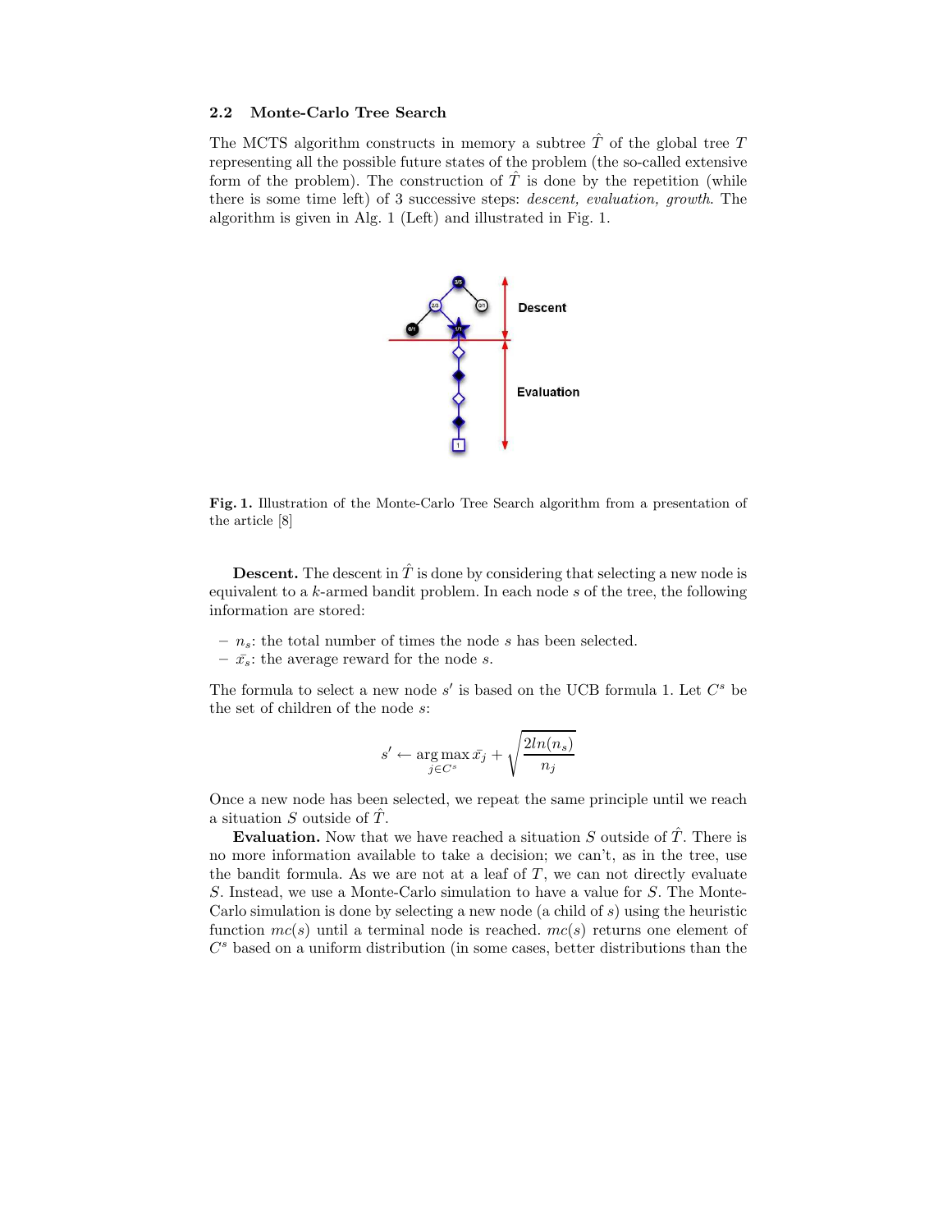### 2.2 Monte-Carlo Tree Search

The MCTS algorithm constructs in memory a subtree $\hat{T}$ of the global tree $T$ representing all the possible future states of the problem (the so-called extensive form of the problem). The construction of $\hat{T}$ is done by the repetition (while there is some time left) of 3 successive steps: *descent, evaluation, growth*. The algorithm is given in Alg. 1 (Left) and illustrated in Fig. 1.

**Fig. 1.** Illustration of the Monte-Carlo Tree Search algorithm from a presentation of the article [8]

**Descent.** The descent in $\hat{T}$ is done by considering that selecting a new node is equivalent to a $k$-armed bandit problem. In each node $s$ of the tree, the following information are stored:

- $n_s$: the total number of times the node $s$ has been selected.
- $\bar{x_s}$: the average reward for the node $s$.

The formula to select a new node $s'$ is based on the UCB formula 1. Let $C^s$ be the set of children of the node $s$:

$$s' \leftarrow \underset{j \in C^s}{\arg\max}\, \bar{x}_j + \sqrt{\frac{2ln(n_s)}{n_j}}$$

Once a new node has been selected, we repeat the same principle until we reach a situation $S$ outside of $\hat{T}$.

**Evaluation.** Now that we have reached a situation $S$ outside of $\hat{T}$. There is no more information available to take a decision; we can't, as in the tree, use the bandit formula. As we are not at a leaf of $T$, we can not directly evaluate $S$. Instead, we use a Monte-Carlo simulation to have a value for $S$. The Monte-Carlo simulation is done by selecting a new node (a child of $s$) using the heuristic function $mc(s)$ until a terminal node is reached. $mc(s)$ returns one element of $C^s$ based on a uniform distribution (in some cases, better distributions than the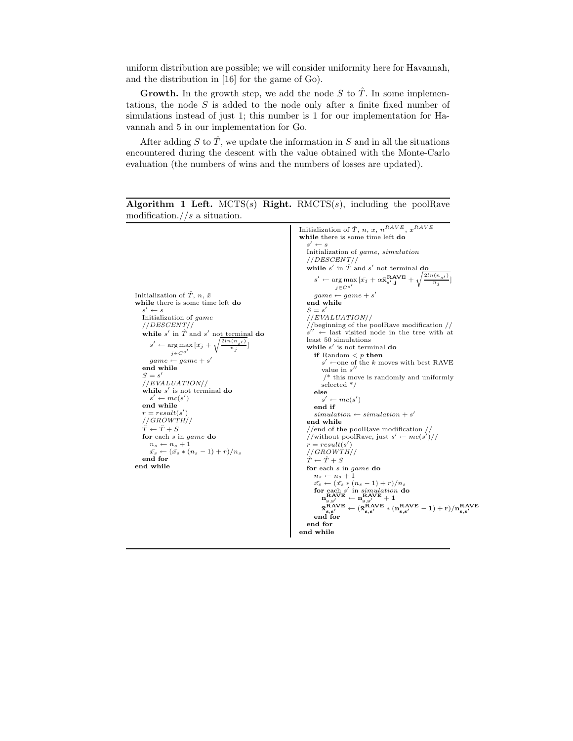uniform distribution are possible; we will consider uniformity here for Havannah, and the distribution in [16] for the game of Go).

**Growth.** In the growth step, we add the node $S$ to $\hat{T}$. In some implementations, the node $S$ is added to the node only after a finite fixed number of simulations instead of just 1; this number is 1 for our implementation for Havannah and 5 in our implementation for Go.

After adding $S$ to $\hat{T}$, we update the information in $S$ and in all the situations encountered during the descent with the value obtained with the Monte-Carlo evaluation (the numbers of wins and the numbers of losses are updated).

**Algorithm 1 Left.** MCTS($s$) **Right.** RMCTS($s$), including the poolRave modification.//$s$ a situation.

**Left: MCTS($s$)**

```
Initialization of T̂, n, x̄
while there is some time left do
  s' ← s
  Initialization of game
  //DESCENT//
  while s' in T̂ and s' not terminal do
    s' ← arg max_{j ∈ C_{s'}} [x̄_j + sqrt(2ln(n_{s'}) / n_j)]
    game ← game + s'
  end while
  S = s'
  //EVALUATION//
  while s' is not terminal do
    s' ← mc(s')
  end while
  r = result(s')
  //GROWTH//
  T̂ ← T̂ + S
  for each s in game do
    n_s ← n_s + 1
    x̄_s ← (x̄_s * (n_s − 1) + r)/n_s
  end for
end while
```

**Right: RMCTS($s$)**

```
Initialization of T̂, n, x̄, n^RAVE, x̄^RAVE
while there is some time left do
  s' ← s
  Initialization of game, simulation
  //DESCENT//
  while s' in T̂ and s' not terminal do
    s' ← arg max_{j ∈ C_{s'}} [x̄_j + α x̄^RAVE_{s',j} + sqrt(2ln(n_{s'}) / n_j)]
    game ← game + s'
  end while
  S = s'
  //EVALUATION//
  //beginning of the poolRave modification //
  s'' ← last visited node in the tree with at least 50 simulations
  while s' is not terminal do
    if Random < p then
      s' ← one of the k moves with best RAVE value in s''
        /* this move is randomly and uniformly selected */
    else
      s' ← mc(s')
    end if
    simulation ← simulation + s'
  end while
  //end of the poolRave modification //
  //without poolRave, just s' ← mc(s')//
  r = result(s')
  //GROWTH//
  T̂ ← T̂ + S
  for each s in game do
    n_s ← n_s + 1
    x̄_s ← (x̄_s * (n_s − 1) + r)/n_s
    for each s' in simulation do
      n^RAVE_{s,s'} ← n^RAVE_{s,s'} + 1
      x̄^RAVE_{s,s'} ← (x̄^RAVE_{s,s'} * (n^RAVE_{s,s'} − 1) + r)/n^RAVE_{s,s'}
    end for
  end for
end while
```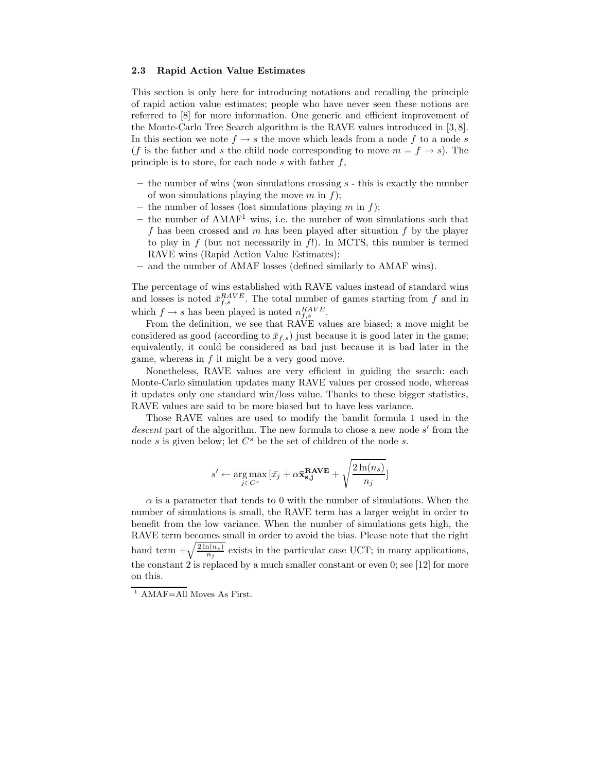### 2.3 Rapid Action Value Estimates

This section is only here for introducing notations and recalling the principle of rapid action value estimates; people who have never seen these notions are referred to [8] for more information. One generic and efficient improvement of the Monte-Carlo Tree Search algorithm is the RAVE values introduced in [3, 8]. In this section we note $f \rightarrow s$ the move which leads from a node $f$ to a node $s$ ($f$ is the father and $s$ the child node corresponding to move $m = f \rightarrow s$). The principle is to store, for each node $s$ with father $f$,

- the number of wins (won simulations crossing $s$ - this is exactly the number of won simulations playing the move $m$ in $f$);
- the number of losses (lost simulations playing $m$ in $f$);
- the number of AMAF[1] wins, i.e. the number of won simulations such that $f$ has been crossed and $m$ has been played after situation $f$ by the player to play in $f$ (but not necessarily in $f$!). In MCTS, this number is termed RAVE wins (Rapid Action Value Estimates);
- and the number of AMAF losses (defined similarly to AMAF wins).

The percentage of wins established with RAVE values instead of standard wins and losses is noted $\bar{x}_{f,s}^{RAVE}$. The total number of games starting from $f$ and in which $f \rightarrow s$ has been played is noted $n_{f,s}^{RAVE}$.

From the definition, we see that RAVE values are biased; a move might be considered as good (according to $\bar{x}_{f,s}$) just because it is good later in the game; equivalently, it could be considered as bad just because it is bad later in the game, whereas in $f$ it might be a very good move.

Nonetheless, RAVE values are very efficient in guiding the search: each Monte-Carlo simulation updates many RAVE values per crossed node, whereas it updates only one standard win/loss value. Thanks to these bigger statistics, RAVE values are said to be more biased but to have less variance.

Those RAVE values are used to modify the bandit formula 1 used in the *descent* part of the algorithm. The new formula to chose a new node $s'$ from the node $s$ is given below; let $C^s$ be the set of children of the node $s$.

$$s' \leftarrow \arg\max_{j \in C^s} [\bar{x}_j + \alpha \mathbf{\bar{x}_{s,j}^{RAVE}} + \sqrt{\frac{2\ln(n_s)}{n_j}}]$$

$\alpha$ is a parameter that tends to 0 with the number of simulations. When the number of simulations is small, the RAVE term has a larger weight in order to benefit from the low variance. When the number of simulations gets high, the RAVE term becomes small in order to avoid the bias. Please note that the right hand term $+\sqrt{\frac{2\ln(n_s)}{n_j}}$ exists in the particular case UCT; in many applications, the constant 2 is replaced by a much smaller constant or even 0; see [12] for more on this.

[1] AMAF=All Moves As First.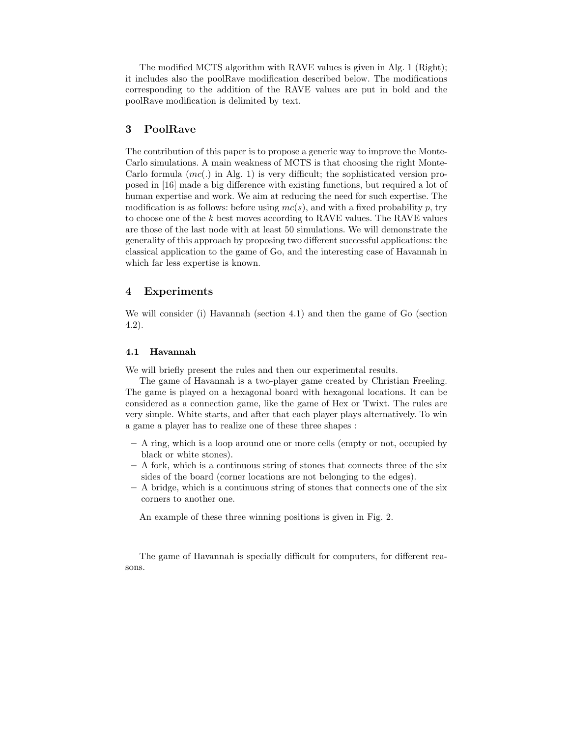The modified MCTS algorithm with RAVE values is given in Alg. 1 (Right); it includes also the poolRave modification described below. The modifications corresponding to the addition of the RAVE values are put in bold and the poolRave modification is delimited by text.

## 3 PoolRave

The contribution of this paper is to propose a generic way to improve the Monte-Carlo simulations. A main weakness of MCTS is that choosing the right Monte-Carlo formula ($mc(.)$ in Alg. 1) is very difficult; the sophisticated version proposed in [16] made a big difference with existing functions, but required a lot of human expertise and work. We aim at reducing the need for such expertise. The modification is as follows: before using $mc(s)$, and with a fixed probability $p$, try to choose one of the $k$ best moves according to RAVE values. The RAVE values are those of the last node with at least 50 simulations. We will demonstrate the generality of this approach by proposing two different successful applications: the classical application to the game of Go, and the interesting case of Havannah in which far less expertise is known.

## 4 Experiments

We will consider (i) Havannah (section 4.1) and then the game of Go (section 4.2).

### 4.1 Havannah

We will briefly present the rules and then our experimental results.

The game of Havannah is a two-player game created by Christian Freeling. The game is played on a hexagonal board with hexagonal locations. It can be considered as a connection game, like the game of Hex or Twixt. The rules are very simple. White starts, and after that each player plays alternatively. To win a game a player has to realize one of these three shapes :

- A ring, which is a loop around one or more cells (empty or not, occupied by black or white stones).
- A fork, which is a continuous string of stones that connects three of the six sides of the board (corner locations are not belonging to the edges).
- A bridge, which is a continuous string of stones that connects one of the six corners to another one.

An example of these three winning positions is given in Fig. 2.

The game of Havannah is specially difficult for computers, for different reasons.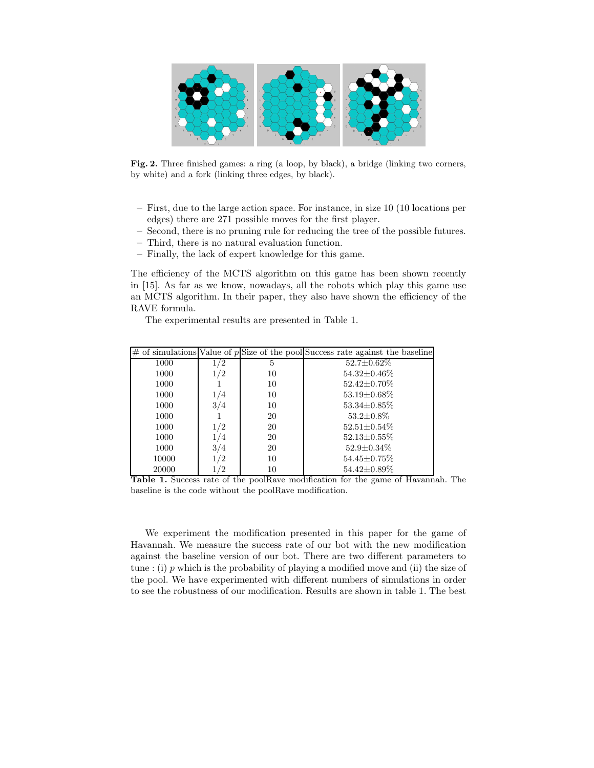**Fig. 2.** Three finished games: a ring (a loop, by black), a bridge (linking two corners, by white) and a fork (linking three edges, by black).

- First, due to the large action space. For instance, in size 10 (10 locations per edges) there are 271 possible moves for the first player.
- Second, there is no pruning rule for reducing the tree of the possible futures.
- Third, there is no natural evaluation function.
- Finally, the lack of expert knowledge for this game.

The efficiency of the MCTS algorithm on this game has been shown recently in [15]. As far as we know, nowadays, all the robots which play this game use an MCTS algorithm. In their paper, they also have shown the efficiency of the RAVE formula.

The experimental results are presented in Table 1.

| # of simulations | Value of $p$ | Size of the pool | Success rate against the baseline |
|---|---|---|---|
| 1000 | 1/2 | 5 | 52.7±0.62% |
| 1000 | 1/2 | 10 | 54.32±0.46% |
| 1000 | 1 | 10 | 52.42±0.70% |
| 1000 | 1/4 | 10 | 53.19±0.68% |
| 1000 | 3/4 | 10 | 53.34±0.85% |
| 1000 | 1 | 20 | 53.2±0.8% |
| 1000 | 1/2 | 20 | 52.51±0.54% |
| 1000 | 1/4 | 20 | 52.13±0.55% |
| 1000 | 3/4 | 20 | 52.9±0.34% |
| 10000 | 1/2 | 10 | 54.45±0.75% |
| 20000 | 1/2 | 10 | 54.42±0.89% |

**Table 1.** Success rate of the poolRave modification for the game of Havannah. The baseline is the code without the poolRave modification.

We experiment the modification presented in this paper for the game of Havannah. We measure the success rate of our bot with the new modification against the baseline version of our bot. There are two different parameters to tune : (i) $p$ which is the probability of playing a modified move and (ii) the size of the pool. We have experimented with different numbers of simulations in order to see the robustness of our modification. Results are shown in table 1. The best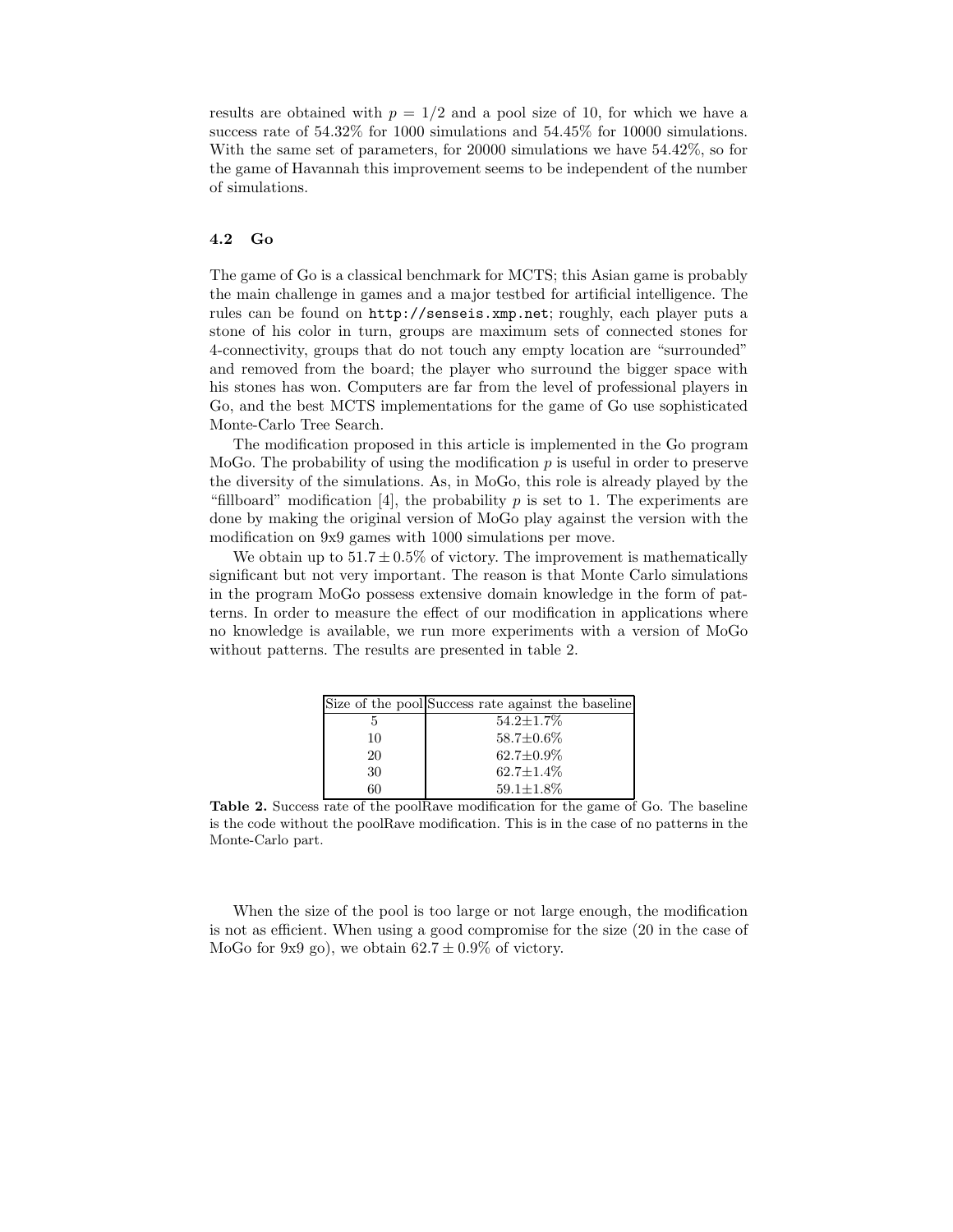results are obtained with $p = 1/2$ and a pool size of 10, for which we have a success rate of 54.32% for 1000 simulations and 54.45% for 10000 simulations. With the same set of parameters, for 20000 simulations we have 54.42%, so for the game of Havannah this improvement seems to be independent of the number of simulations.

### 4.2 Go

The game of Go is a classical benchmark for MCTS; this Asian game is probably the main challenge in games and a major testbed for artificial intelligence. The rules can be found on `http://senseis.xmp.net`; roughly, each player puts a stone of his color in turn, groups are maximum sets of connected stones for 4-connectivity, groups that do not touch any empty location are "surrounded" and removed from the board; the player who surround the bigger space with his stones has won. Computers are far from the level of professional players in Go, and the best MCTS implementations for the game of Go use sophisticated Monte-Carlo Tree Search.

The modification proposed in this article is implemented in the Go program MoGo. The probability of using the modification $p$ is useful in order to preserve the diversity of the simulations. As, in MoGo, this role is already played by the "fillboard" modification [4], the probability $p$ is set to 1. The experiments are done by making the original version of MoGo play against the version with the modification on 9x9 games with 1000 simulations per move.

We obtain up to $51.7 \pm 0.5\%$ of victory. The improvement is mathematically significant but not very important. The reason is that Monte Carlo simulations in the program MoGo possess extensive domain knowledge in the form of patterns. In order to measure the effect of our modification in applications where no knowledge is available, we run more experiments with a version of MoGo without patterns. The results are presented in table 2.

| Size of the pool | Success rate against the baseline |
|---|---|
| 5 | $54.2 \pm 1.7\%$ |
| 10 | $58.7 \pm 0.6\%$ |
| 20 | $62.7 \pm 0.9\%$ |
| 30 | $62.7 \pm 1.4\%$ |
| 60 | $59.1 \pm 1.8\%$ |

**Table 2.** Success rate of the poolRave modification for the game of Go. The baseline is the code without the poolRave modification. This is in the case of no patterns in the Monte-Carlo part.

When the size of the pool is too large or not large enough, the modification is not as efficient. When using a good compromise for the size (20 in the case of MoGo for 9x9 go), we obtain $62.7 \pm 0.9\%$ of victory.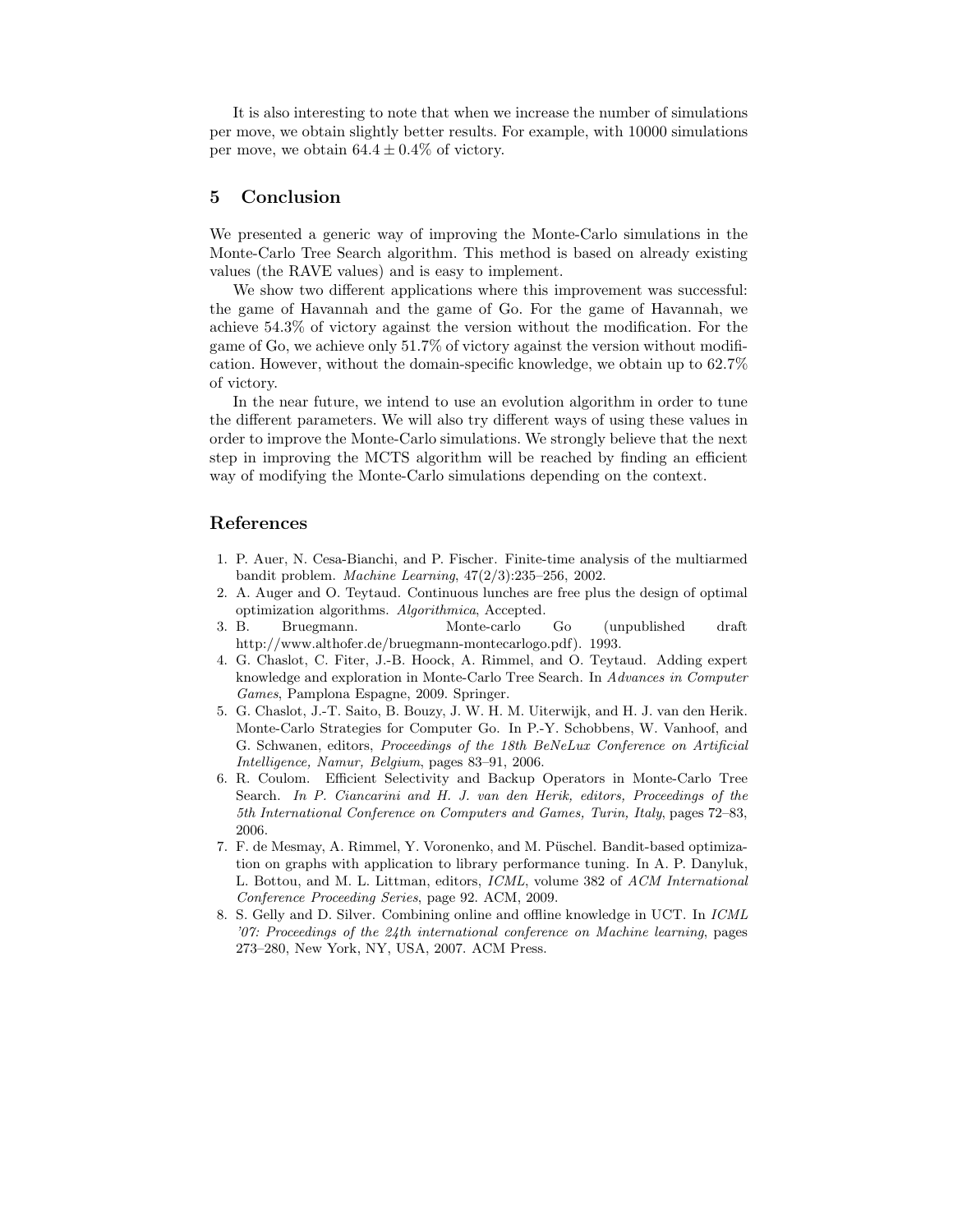It is also interesting to note that when we increase the number of simulations per move, we obtain slightly better results. For example, with 10000 simulations per move, we obtain $64.4 \pm 0.4\%$ of victory.

## 5 Conclusion

We presented a generic way of improving the Monte-Carlo simulations in the Monte-Carlo Tree Search algorithm. This method is based on already existing values (the RAVE values) and is easy to implement.

We show two different applications where this improvement was successful: the game of Havannah and the game of Go. For the game of Havannah, we achieve 54.3% of victory against the version without the modification. For the game of Go, we achieve only 51.7% of victory against the version without modification. However, without the domain-specific knowledge, we obtain up to 62.7% of victory.

In the near future, we intend to use an evolution algorithm in order to tune the different parameters. We will also try different ways of using these values in order to improve the Monte-Carlo simulations. We strongly believe that the next step in improving the MCTS algorithm will be reached by finding an efficient way of modifying the Monte-Carlo simulations depending on the context.

## References

1. P. Auer, N. Cesa-Bianchi, and P. Fischer. Finite-time analysis of the multiarmed bandit problem. *Machine Learning*, 47(2/3):235–256, 2002.
2. A. Auger and O. Teytaud. Continuous lunches are free plus the design of optimal optimization algorithms. *Algorithmica*, Accepted.
3. B. Bruegmann. Monte-carlo Go (unpublished draft http://www.althofer.de/bruegmann-montecarlogo.pdf). 1993.
4. G. Chaslot, C. Fiter, J.-B. Hoock, A. Rimmel, and O. Teytaud. Adding expert knowledge and exploration in Monte-Carlo Tree Search. In *Advances in Computer Games*, Pamplona Espagne, 2009. Springer.
5. G. Chaslot, J.-T. Saito, B. Bouzy, J. W. H. M. Uiterwijk, and H. J. van den Herik. Monte-Carlo Strategies for Computer Go. In P.-Y. Schobbens, W. Vanhoof, and G. Schwanen, editors, *Proceedings of the 18th BeNeLux Conference on Artificial Intelligence, Namur, Belgium*, pages 83–91, 2006.
6. R. Coulom. Efficient Selectivity and Backup Operators in Monte-Carlo Tree Search. *In P. Ciancarini and H. J. van den Herik, editors, Proceedings of the 5th International Conference on Computers and Games, Turin, Italy*, pages 72–83, 2006.
7. F. de Mesmay, A. Rimmel, Y. Voronenko, and M. Püschel. Bandit-based optimization on graphs with application to library performance tuning. In A. P. Danyluk, L. Bottou, and M. L. Littman, editors, *ICML*, volume 382 of *ACM International Conference Proceeding Series*, page 92. ACM, 2009.
8. S. Gelly and D. Silver. Combining online and offline knowledge in UCT. In *ICML '07: Proceedings of the 24th international conference on Machine learning*, pages 273–280, New York, NY, USA, 2007. ACM Press.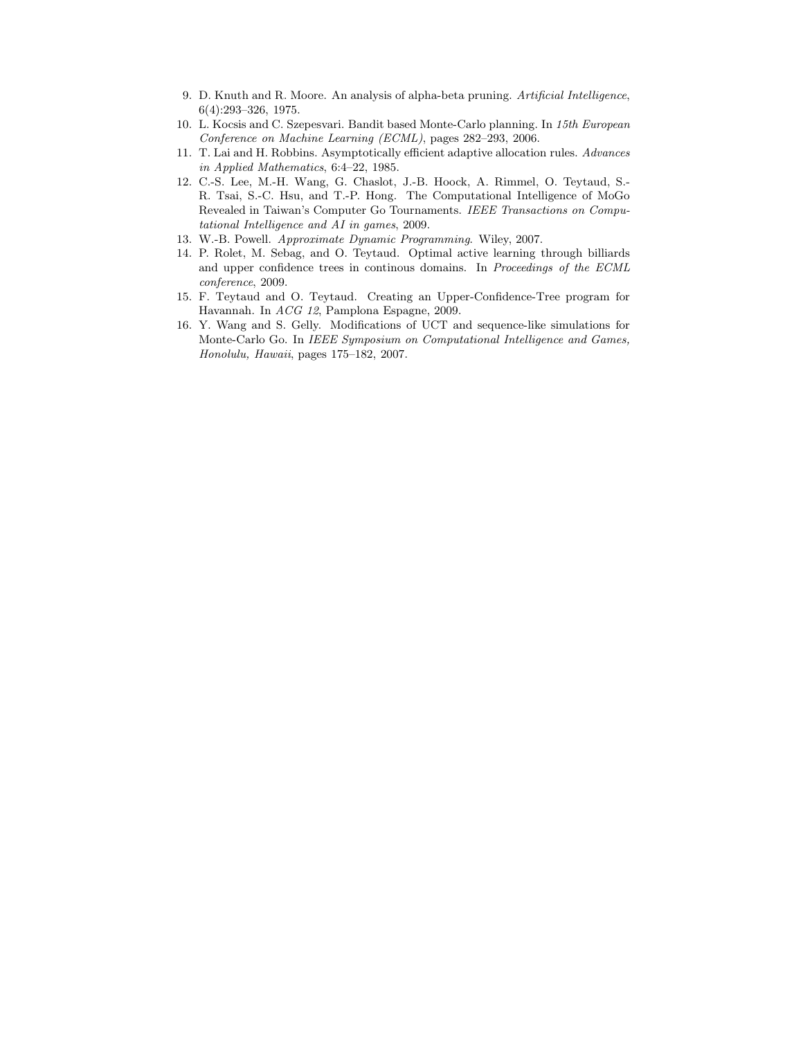9. D. Knuth and R. Moore. An analysis of alpha-beta pruning. *Artificial Intelligence*, 6(4):293–326, 1975.
10. L. Kocsis and C. Szepesvari. Bandit based Monte-Carlo planning. In *15th European Conference on Machine Learning (ECML)*, pages 282–293, 2006.
11. T. Lai and H. Robbins. Asymptotically efficient adaptive allocation rules. *Advances in Applied Mathematics*, 6:4–22, 1985.
12. C.-S. Lee, M.-H. Wang, G. Chaslot, J.-B. Hoock, A. Rimmel, O. Teytaud, S.-R. Tsai, S.-C. Hsu, and T.-P. Hong. The Computational Intelligence of MoGo Revealed in Taiwan's Computer Go Tournaments. *IEEE Transactions on Computational Intelligence and AI in games*, 2009.
13. W.-B. Powell. *Approximate Dynamic Programming*. Wiley, 2007.
14. P. Rolet, M. Sebag, and O. Teytaud. Optimal active learning through billiards and upper confidence trees in continous domains. In *Proceedings of the ECML conference*, 2009.
15. F. Teytaud and O. Teytaud. Creating an Upper-Confidence-Tree program for Havannah. In *ACG 12*, Pamplona Espagne, 2009.
16. Y. Wang and S. Gelly. Modifications of UCT and sequence-like simulations for Monte-Carlo Go. In *IEEE Symposium on Computational Intelligence and Games, Honolulu, Hawaii*, pages 175–182, 2007.